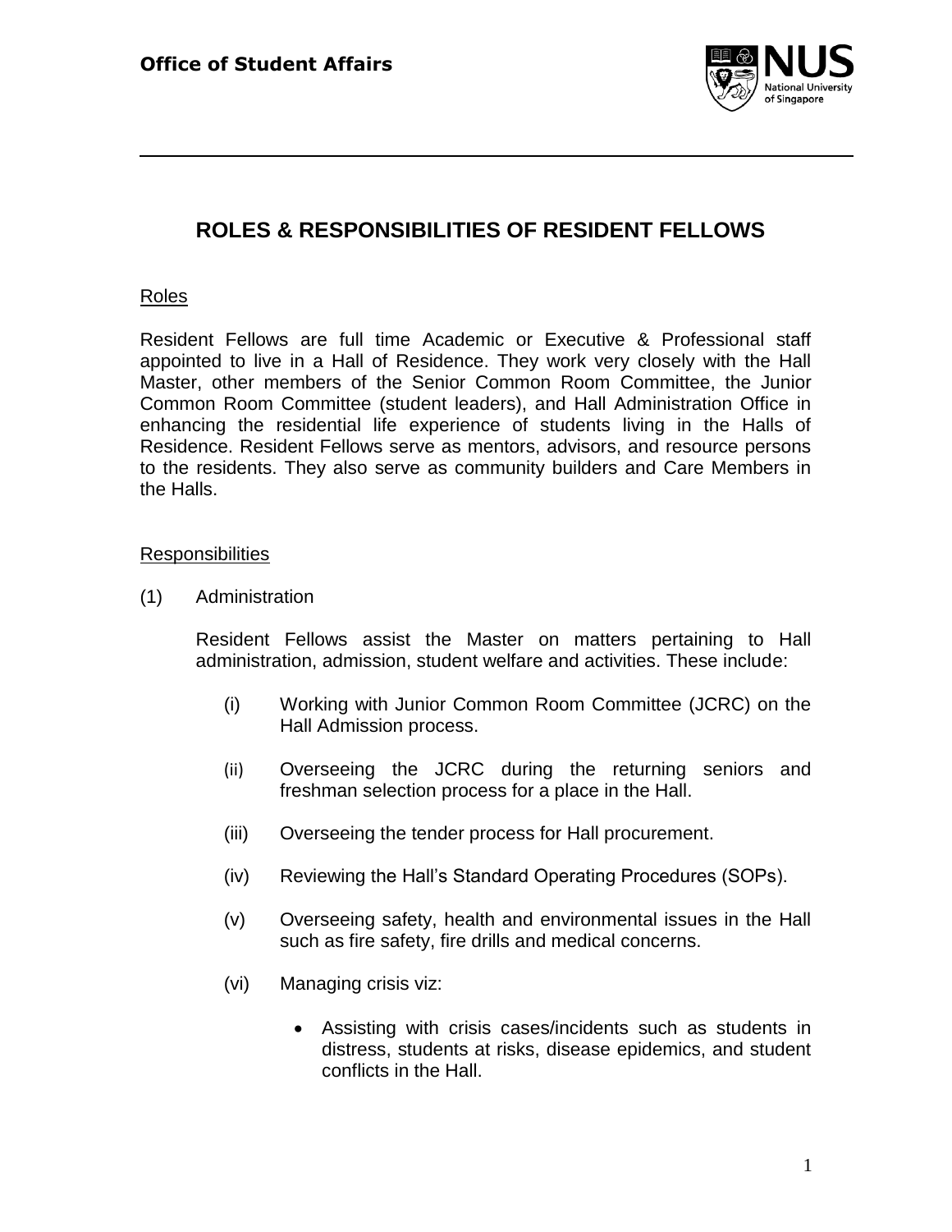**Office of Student Affairs**

# ROLES & RESPONSIBILITIES OF RESIDENT FELLOWS

## Roles

Resident Fellows are full time Academic or Executive & Professional staff appointed to live in a Hall of Residence. They work very closely with the Hall Master, other members of the Senior Common Room Committee, the Junior Common Room Committee (student leaders), and Hall Administration Office in enhancing the residential life experience of students living in the Halls of Residence. Resident Fellows serve as mentors, advisors, and resource persons to the residents. They also serve as community builders and Care Members in the Halls.

## Responsibilities

(1) Administration

Resident Fellows assist the Master on matters pertaining to Hall administration, admission, student welfare and activities. These include:

(i) Working with Junior Common Room Committee (JCRC) on the Hall Admission process.

(ii) Overseeing the JCRC during the returning seniors and freshman selection process for a place in the Hall.

(iii) Overseeing the tender process for Hall procurement.

(iv) Reviewing the Hall's Standard Operating Procedures (SOPs).

(v) Overseeing safety, health and environmental issues in the Hall such as fire safety, fire drills and medical concerns.

(vi) Managing crisis viz:

- Assisting with crisis cases/incidents such as students in distress, students at risks, disease epidemics, and student conflicts in the Hall.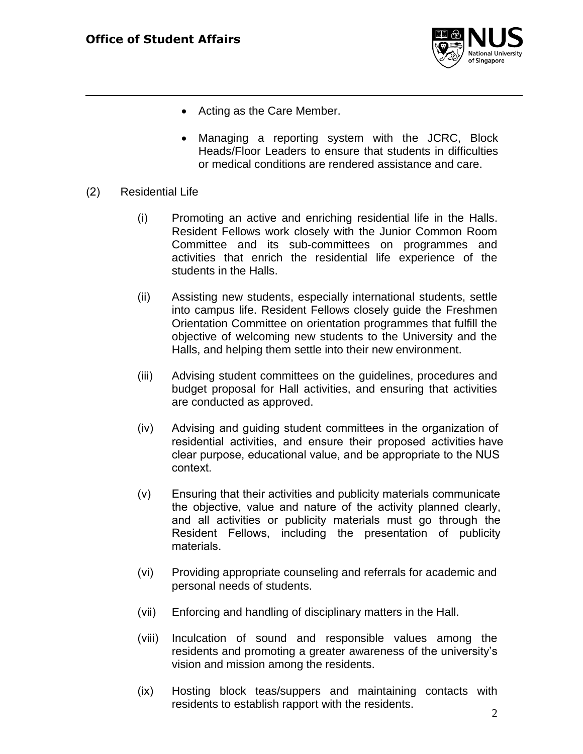- Acting as the Care Member.
- Managing a reporting system with the JCRC, Block Heads/Floor Leaders to ensure that students in difficulties or medical conditions are rendered assistance and care.

(2) Residential Life

(i) Promoting an active and enriching residential life in the Halls. Resident Fellows work closely with the Junior Common Room Committee and its sub-committees on programmes and activities that enrich the residential life experience of the students in the Halls.

(ii) Assisting new students, especially international students, settle into campus life. Resident Fellows closely guide the Freshmen Orientation Committee on orientation programmes that fulfill the objective of welcoming new students to the University and the Halls, and helping them settle into their new environment.

(iii) Advising student committees on the guidelines, procedures and budget proposal for Hall activities, and ensuring that activities are conducted as approved.

(iv) Advising and guiding student committees in the organization of residential activities, and ensure their proposed activities have clear purpose, educational value, and be appropriate to the NUS context.

(v) Ensuring that their activities and publicity materials communicate the objective, value and nature of the activity planned clearly, and all activities or publicity materials must go through the Resident Fellows, including the presentation of publicity materials.

(vi) Providing appropriate counseling and referrals for academic and personal needs of students.

(vii) Enforcing and handling of disciplinary matters in the Hall.

(viii) Inculcation of sound and responsible values among the residents and promoting a greater awareness of the university's vision and mission among the residents.

(ix) Hosting block teas/suppers and maintaining contacts with residents to establish rapport with the residents.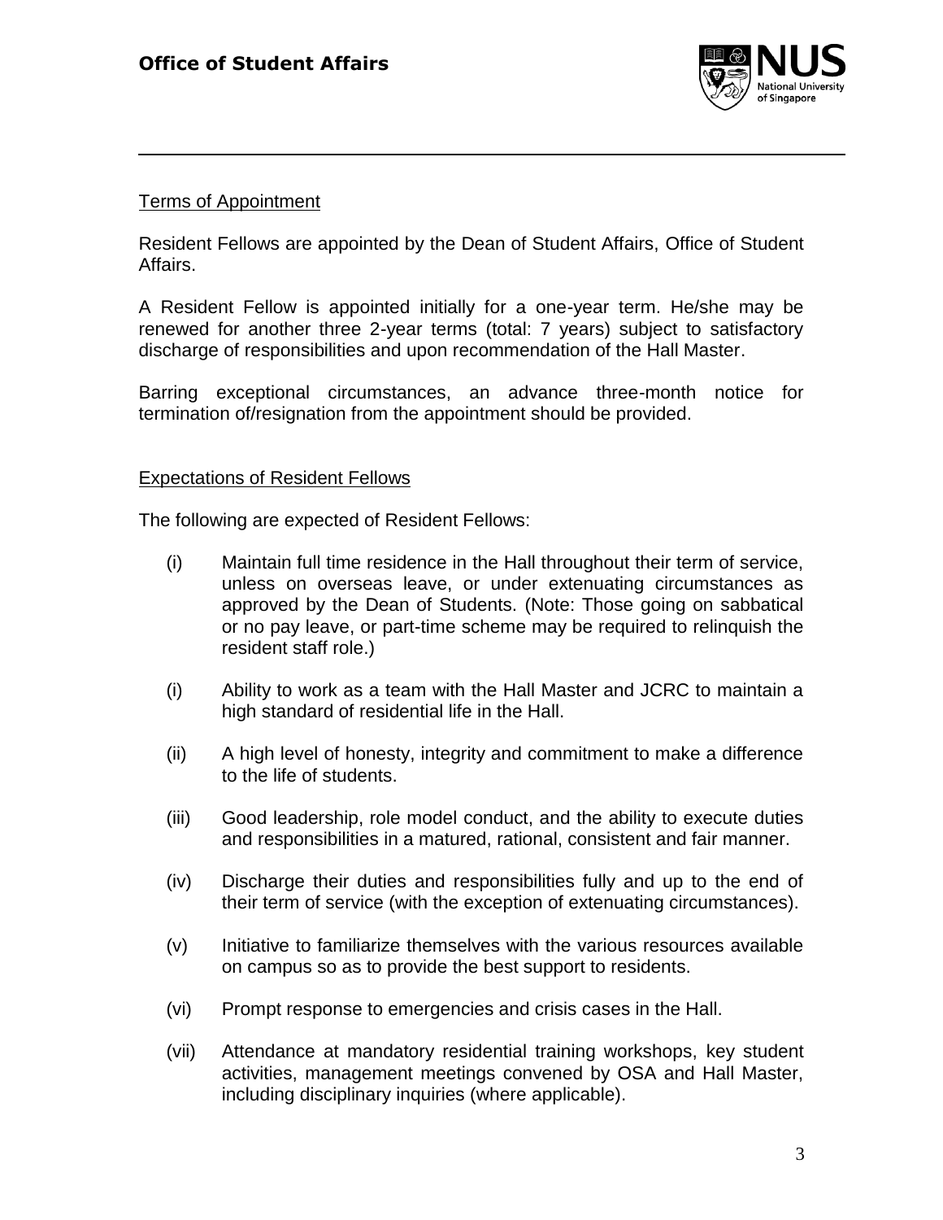## Terms of Appointment

Resident Fellows are appointed by the Dean of Student Affairs, Office of Student Affairs.

A Resident Fellow is appointed initially for a one-year term. He/she may be renewed for another three 2-year terms (total: 7 years) subject to satisfactory discharge of responsibilities and upon recommendation of the Hall Master.

Barring exceptional circumstances, an advance three-month notice for termination of/resignation from the appointment should be provided.

## Expectations of Resident Fellows

The following are expected of Resident Fellows:

(i) Maintain full time residence in the Hall throughout their term of service, unless on overseas leave, or under extenuating circumstances as approved by the Dean of Students. (Note: Those going on sabbatical or no pay leave, or part-time scheme may be required to relinquish the resident staff role.)

(i) Ability to work as a team with the Hall Master and JCRC to maintain a high standard of residential life in the Hall.

(ii) A high level of honesty, integrity and commitment to make a difference to the life of students.

(iii) Good leadership, role model conduct, and the ability to execute duties and responsibilities in a matured, rational, consistent and fair manner.

(iv) Discharge their duties and responsibilities fully and up to the end of their term of service (with the exception of extenuating circumstances).

(v) Initiative to familiarize themselves with the various resources available on campus so as to provide the best support to residents.

(vi) Prompt response to emergencies and crisis cases in the Hall.

(vii) Attendance at mandatory residential training workshops, key student activities, management meetings convened by OSA and Hall Master, including disciplinary inquiries (where applicable).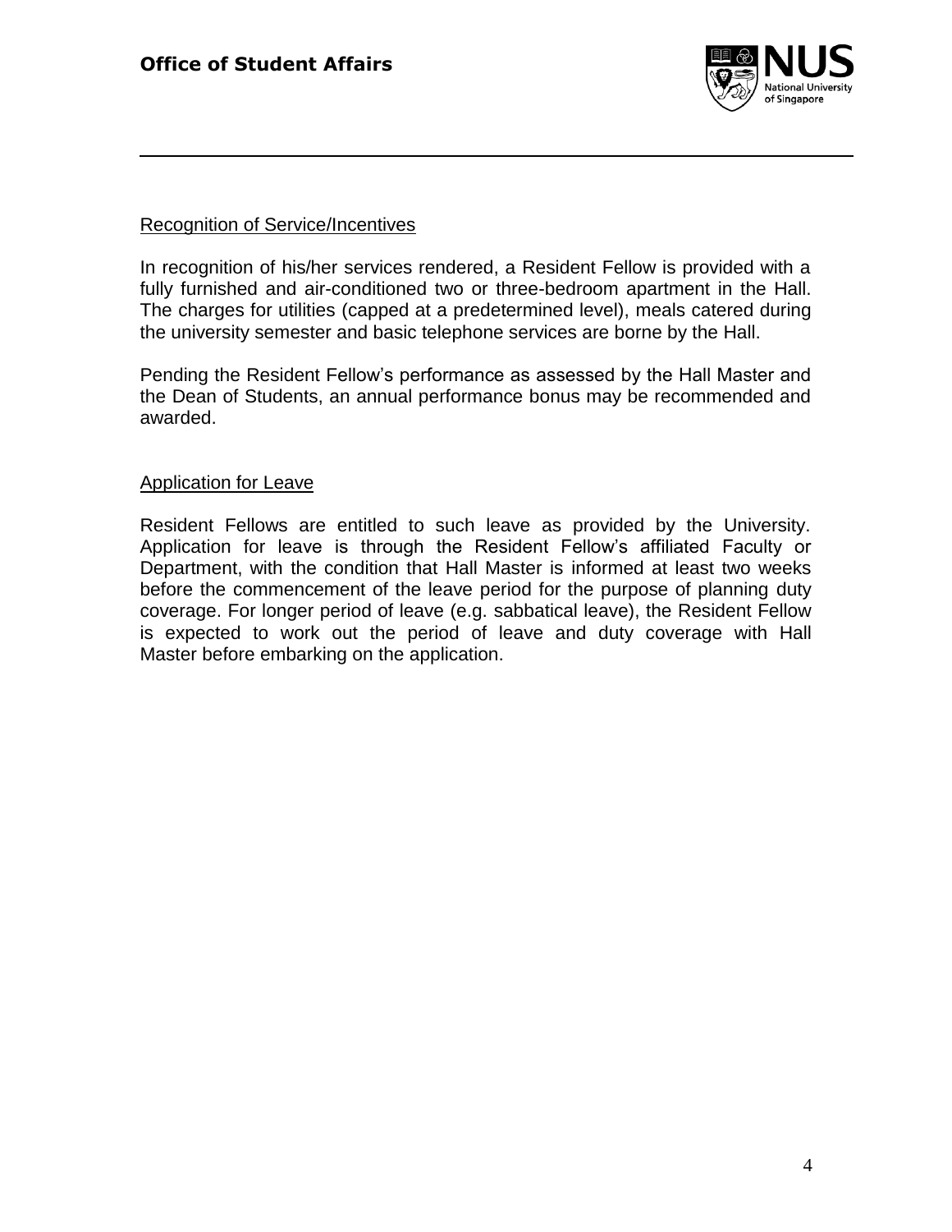## Recognition of Service/Incentives

In recognition of his/her services rendered, a Resident Fellow is provided with a fully furnished and air-conditioned two or three-bedroom apartment in the Hall. The charges for utilities (capped at a predetermined level), meals catered during the university semester and basic telephone services are borne by the Hall.

Pending the Resident Fellow's performance as assessed by the Hall Master and the Dean of Students, an annual performance bonus may be recommended and awarded.

## Application for Leave

Resident Fellows are entitled to such leave as provided by the University. Application for leave is through the Resident Fellow's affiliated Faculty or Department, with the condition that Hall Master is informed at least two weeks before the commencement of the leave period for the purpose of planning duty coverage. For longer period of leave (e.g. sabbatical leave), the Resident Fellow is expected to work out the period of leave and duty coverage with Hall Master before embarking on the application.